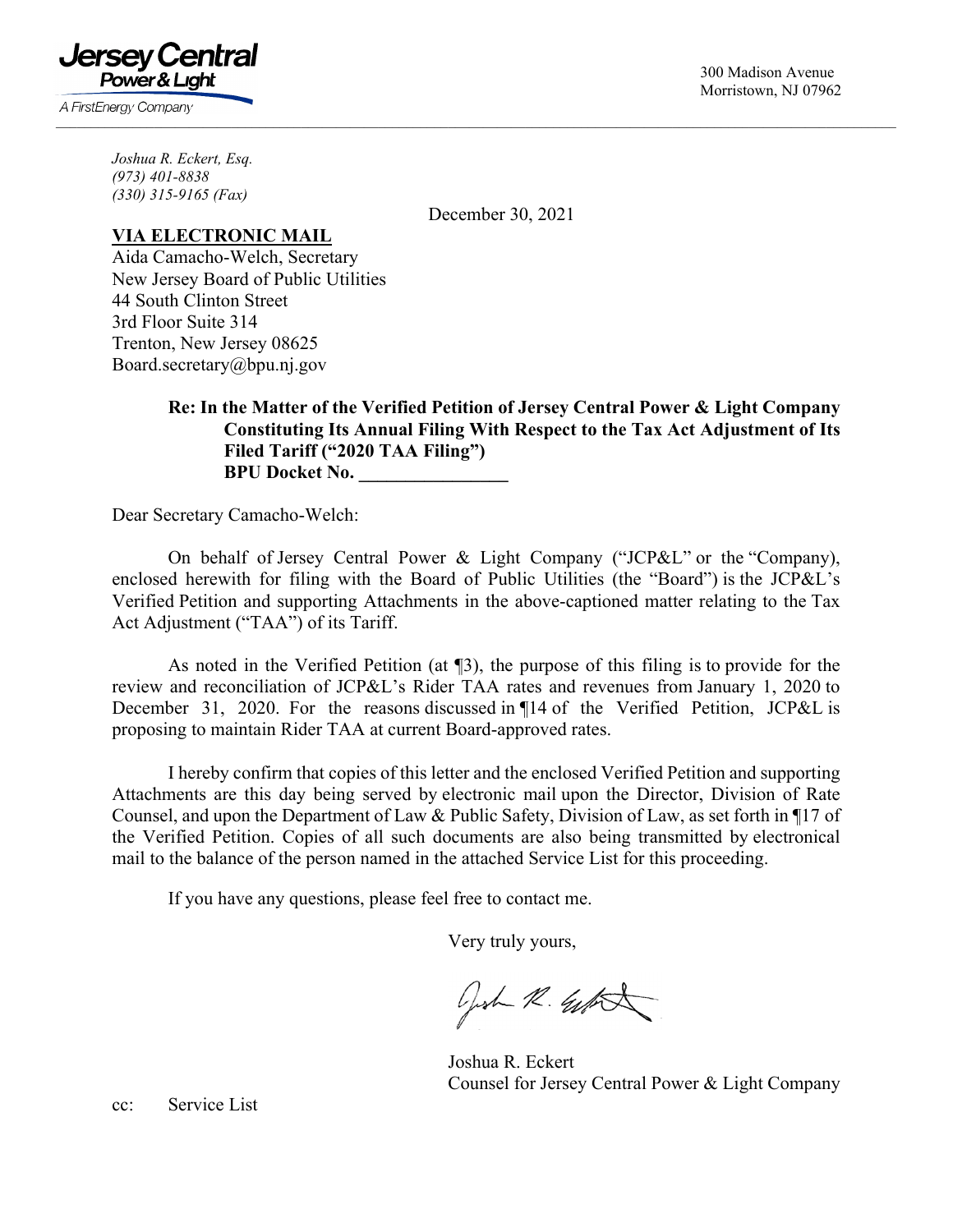**Jersey Central Power & Light**
*A FirstEnergy Company*

300 Madison Avenue
Morristown, NJ 07962

*Joshua R. Eckert, Esq.*
*(973) 401-8838*
*(330) 315-9165 (Fax)*

December 30, 2021

**VIA ELECTRONIC MAIL**
Aida Camacho-Welch, Secretary
New Jersey Board of Public Utilities
44 South Clinton Street
3rd Floor Suite 314
Trenton, New Jersey 08625
Board.secretary@bpu.nj.gov

**Re: In the Matter of the Verified Petition of Jersey Central Power & Light Company Constituting Its Annual Filing With Respect to the Tax Act Adjustment of Its Filed Tariff ("2020 TAA Filing")**
**BPU Docket No. ________________**

Dear Secretary Camacho-Welch:

On behalf of Jersey Central Power & Light Company ("JCP&L" or the "Company), enclosed herewith for filing with the Board of Public Utilities (the "Board") is the JCP&L's Verified Petition and supporting Attachments in the above-captioned matter relating to the Tax Act Adjustment ("TAA") of its Tariff.

As noted in the Verified Petition (at ¶3), the purpose of this filing is to provide for the review and reconciliation of JCP&L's Rider TAA rates and revenues from January 1, 2020 to December 31, 2020. For the reasons discussed in ¶14 of the Verified Petition, JCP&L is proposing to maintain Rider TAA at current Board-approved rates.

I hereby confirm that copies of this letter and the enclosed Verified Petition and supporting Attachments are this day being served by electronic mail upon the Director, Division of Rate Counsel, and upon the Department of Law & Public Safety, Division of Law, as set forth in ¶17 of the Verified Petition. Copies of all such documents are also being transmitted by electronical mail to the balance of the person named in the attached Service List for this proceeding.

If you have any questions, please feel free to contact me.

Very truly yours,

Joshua R. Eckert
Counsel for Jersey Central Power & Light Company

cc: Service List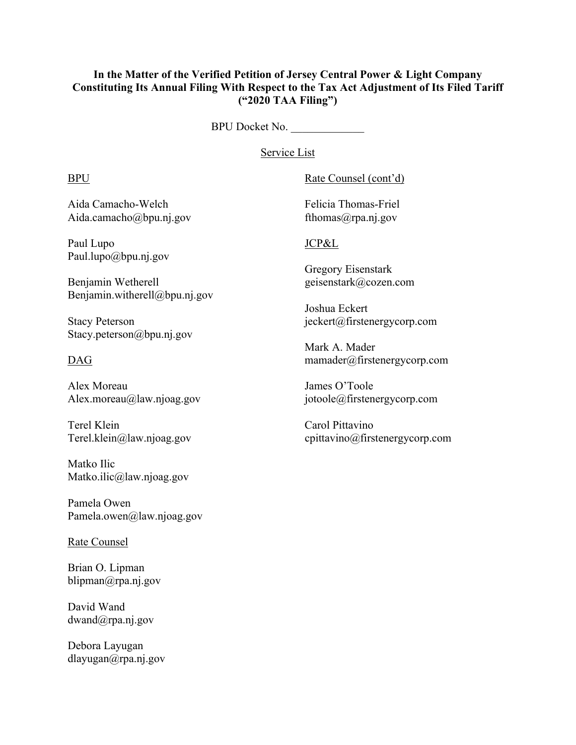**In the Matter of the Verified Petition of Jersey Central Power & Light Company Constituting Its Annual Filing With Respect to the Tax Act Adjustment of Its Filed Tariff ("2020 TAA Filing")**

BPU Docket No. _____________

Service List

BPU

Aida Camacho-Welch
Aida.camacho@bpu.nj.gov

Paul Lupo
Paul.lupo@bpu.nj.gov

Benjamin Wetherell
Benjamin.witherell@bpu.nj.gov

Stacy Peterson
Stacy.peterson@bpu.nj.gov

DAG

Alex Moreau
Alex.moreau@law.njoag.gov

Terel Klein
Terel.klein@law.njoag.gov

Matko Ilic
Matko.ilic@law.njoag.gov

Pamela Owen
Pamela.owen@law.njoag.gov

Rate Counsel

Brian O. Lipman
blipman@rpa.nj.gov

David Wand
dwand@rpa.nj.gov

Debora Layugan
dlayugan@rpa.nj.gov

Rate Counsel (cont'd)

Felicia Thomas-Friel
fthomas@rpa.nj.gov

JCP&L

Gregory Eisenstark
geisenstark@cozen.com

Joshua Eckert
jeckert@firstenergycorp.com

Mark A. Mader
mamader@firstenergycorp.com

James O'Toole
jotoole@firstenergycorp.com

Carol Pittavino
cpittavino@firstenergycorp.com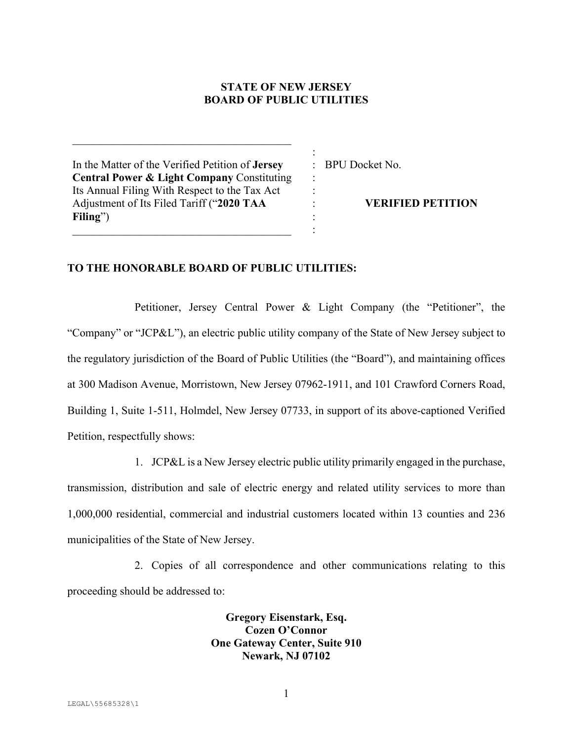**STATE OF NEW JERSEY**
**BOARD OF PUBLIC UTILITIES**

| | | |
|---|---|---|
| In the Matter of the Verified Petition of **Jersey Central Power & Light Company** Constituting Its Annual Filing With Respect to the Tax Act Adjustment of Its Filed Tariff ("**2020 TAA Filing**") | : | BPU Docket No. |
| | : | **VERIFIED PETITION** |

**TO THE HONORABLE BOARD OF PUBLIC UTILITIES:**

Petitioner, Jersey Central Power & Light Company (the "Petitioner", the "Company" or "JCP&L"), an electric public utility company of the State of New Jersey subject to the regulatory jurisdiction of the Board of Public Utilities (the "Board"), and maintaining offices at 300 Madison Avenue, Morristown, New Jersey 07962-1911, and 101 Crawford Corners Road, Building 1, Suite 1-511, Holmdel, New Jersey 07733, in support of its above-captioned Verified Petition, respectfully shows:

1. JCP&L is a New Jersey electric public utility primarily engaged in the purchase, transmission, distribution and sale of electric energy and related utility services to more than 1,000,000 residential, commercial and industrial customers located within 13 counties and 236 municipalities of the State of New Jersey.

2. Copies of all correspondence and other communications relating to this proceeding should be addressed to:

**Gregory Eisenstark, Esq.**
**Cozen O'Connor**
**One Gateway Center, Suite 910**
**Newark, NJ 07102**

LEGAL\55685328\1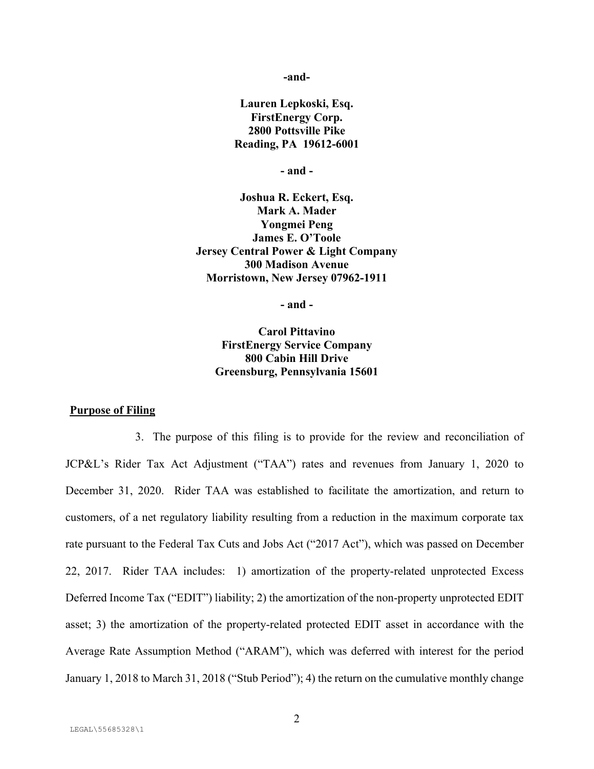**-and-**

**Lauren Lepkoski, Esq.**
**FirstEnergy Corp.**
**2800 Pottsville Pike**
**Reading, PA 19612-6001**

**- and -**

**Joshua R. Eckert, Esq.**
**Mark A. Mader**
**Yongmei Peng**
**James E. O'Toole**
**Jersey Central Power & Light Company**
**300 Madison Avenue**
**Morristown, New Jersey 07962-1911**

**- and -**

**Carol Pittavino**
**FirstEnergy Service Company**
**800 Cabin Hill Drive**
**Greensburg, Pennsylvania 15601**

**Purpose of Filing**

3. The purpose of this filing is to provide for the review and reconciliation of JCP&L's Rider Tax Act Adjustment ("TAA") rates and revenues from January 1, 2020 to December 31, 2020. Rider TAA was established to facilitate the amortization, and return to customers, of a net regulatory liability resulting from a reduction in the maximum corporate tax rate pursuant to the Federal Tax Cuts and Jobs Act ("2017 Act"), which was passed on December 22, 2017. Rider TAA includes: 1) amortization of the property-related unprotected Excess Deferred Income Tax ("EDIT") liability; 2) the amortization of the non-property unprotected EDIT asset; 3) the amortization of the property-related protected EDIT asset in accordance with the Average Rate Assumption Method ("ARAM"), which was deferred with interest for the period January 1, 2018 to March 31, 2018 ("Stub Period"); 4) the return on the cumulative monthly change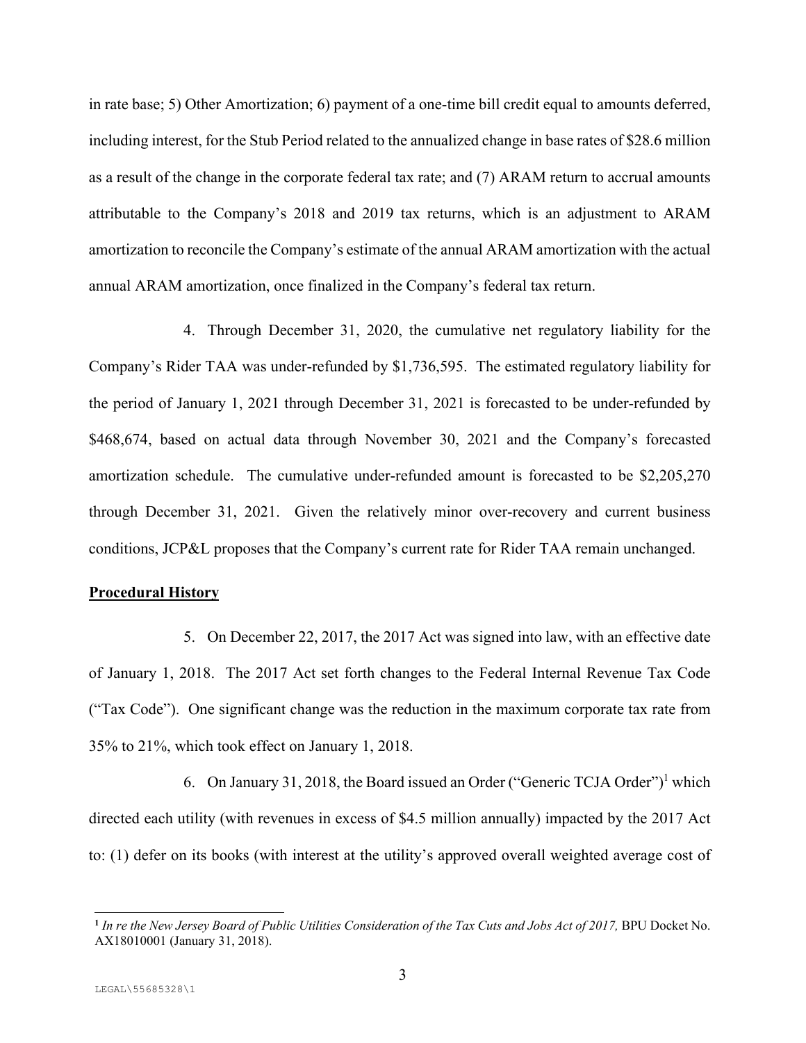in rate base; 5) Other Amortization; 6) payment of a one-time bill credit equal to amounts deferred, including interest, for the Stub Period related to the annualized change in base rates of $28.6 million as a result of the change in the corporate federal tax rate; and (7) ARAM return to accrual amounts attributable to the Company's 2018 and 2019 tax returns, which is an adjustment to ARAM amortization to reconcile the Company's estimate of the annual ARAM amortization with the actual annual ARAM amortization, once finalized in the Company's federal tax return.

4. Through December 31, 2020, the cumulative net regulatory liability for the Company's Rider TAA was under-refunded by $1,736,595. The estimated regulatory liability for the period of January 1, 2021 through December 31, 2021 is forecasted to be under-refunded by $468,674, based on actual data through November 30, 2021 and the Company's forecasted amortization schedule. The cumulative under-refunded amount is forecasted to be $2,205,270 through December 31, 2021. Given the relatively minor over-recovery and current business conditions, JCP&L proposes that the Company's current rate for Rider TAA remain unchanged.

**Procedural History**

5. On December 22, 2017, the 2017 Act was signed into law, with an effective date of January 1, 2018. The 2017 Act set forth changes to the Federal Internal Revenue Tax Code ("Tax Code"). One significant change was the reduction in the maximum corporate tax rate from 35% to 21%, which took effect on January 1, 2018.

6. On January 31, 2018, the Board issued an Order ("Generic TCJA Order")[1] which directed each utility (with revenues in excess of $4.5 million annually) impacted by the 2017 Act to: (1) defer on its books (with interest at the utility's approved overall weighted average cost of

---

[1] *In re the New Jersey Board of Public Utilities Consideration of the Tax Cuts and Jobs Act of 2017,* BPU Docket No. AX18010001 (January 31, 2018).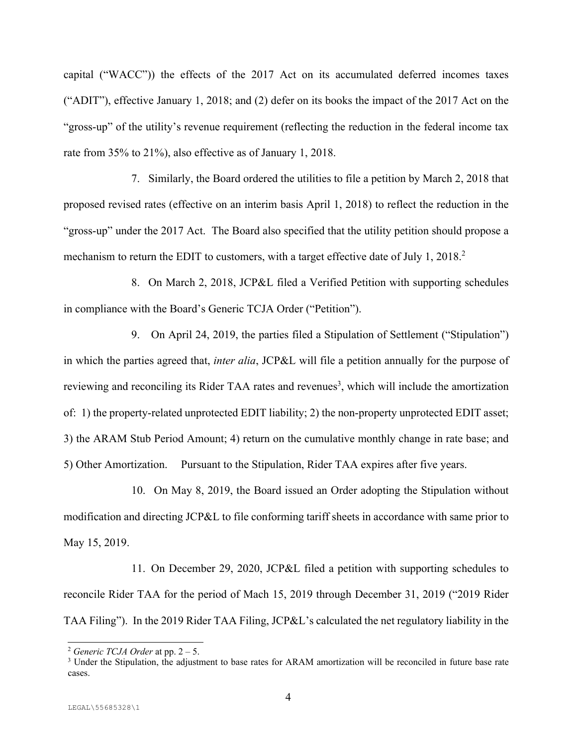capital ("WACC")) the effects of the 2017 Act on its accumulated deferred incomes taxes ("ADIT"), effective January 1, 2018; and (2) defer on its books the impact of the 2017 Act on the "gross-up" of the utility's revenue requirement (reflecting the reduction in the federal income tax rate from 35% to 21%), also effective as of January 1, 2018.

7. Similarly, the Board ordered the utilities to file a petition by March 2, 2018 that proposed revised rates (effective on an interim basis April 1, 2018) to reflect the reduction in the "gross-up" under the 2017 Act. The Board also specified that the utility petition should propose a mechanism to return the EDIT to customers, with a target effective date of July 1, 2018.[2]

8. On March 2, 2018, JCP&L filed a Verified Petition with supporting schedules in compliance with the Board's Generic TCJA Order ("Petition").

9. On April 24, 2019, the parties filed a Stipulation of Settlement ("Stipulation") in which the parties agreed that, *inter alia*, JCP&L will file a petition annually for the purpose of reviewing and reconciling its Rider TAA rates and revenues[3], which will include the amortization of: 1) the property-related unprotected EDIT liability; 2) the non-property unprotected EDIT asset; 3) the ARAM Stub Period Amount; 4) return on the cumulative monthly change in rate base; and 5) Other Amortization. Pursuant to the Stipulation, Rider TAA expires after five years.

10. On May 8, 2019, the Board issued an Order adopting the Stipulation without modification and directing JCP&L to file conforming tariff sheets in accordance with same prior to May 15, 2019.

11. On December 29, 2020, JCP&L filed a petition with supporting schedules to reconcile Rider TAA for the period of Mach 15, 2019 through December 31, 2019 ("2019 Rider TAA Filing"). In the 2019 Rider TAA Filing, JCP&L's calculated the net regulatory liability in the

[2] *Generic TCJA Order* at pp. 2 – 5.

[3] Under the Stipulation, the adjustment to base rates for ARAM amortization will be reconciled in future base rate cases.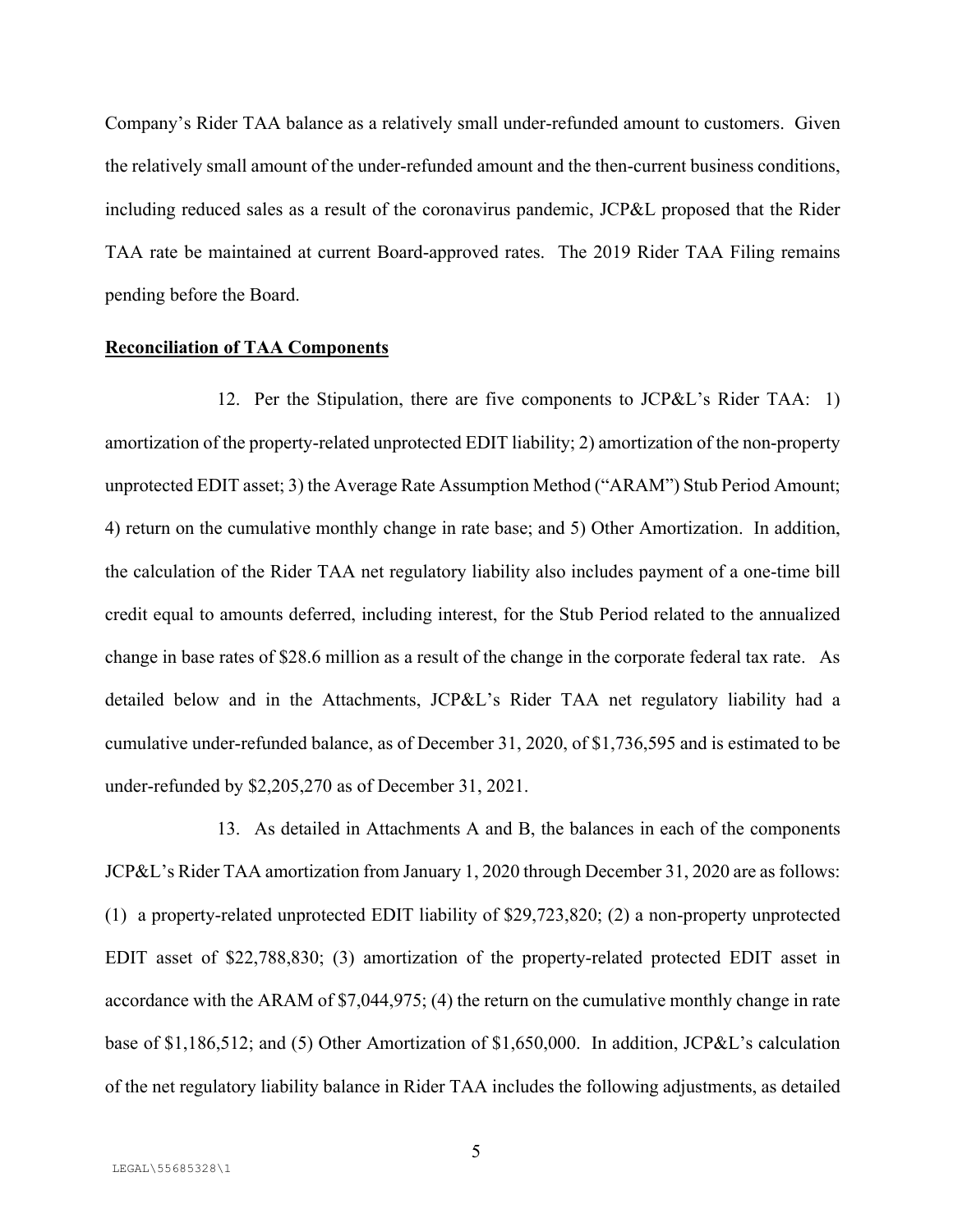Company's Rider TAA balance as a relatively small under-refunded amount to customers. Given the relatively small amount of the under-refunded amount and the then-current business conditions, including reduced sales as a result of the coronavirus pandemic, JCP&L proposed that the Rider TAA rate be maintained at current Board-approved rates. The 2019 Rider TAA Filing remains pending before the Board.

**Reconciliation of TAA Components**

12. Per the Stipulation, there are five components to JCP&L's Rider TAA: 1) amortization of the property-related unprotected EDIT liability; 2) amortization of the non-property unprotected EDIT asset; 3) the Average Rate Assumption Method ("ARAM") Stub Period Amount; 4) return on the cumulative monthly change in rate base; and 5) Other Amortization. In addition, the calculation of the Rider TAA net regulatory liability also includes payment of a one-time bill credit equal to amounts deferred, including interest, for the Stub Period related to the annualized change in base rates of $28.6 million as a result of the change in the corporate federal tax rate. As detailed below and in the Attachments, JCP&L's Rider TAA net regulatory liability had a cumulative under-refunded balance, as of December 31, 2020, of $1,736,595 and is estimated to be under-refunded by $2,205,270 as of December 31, 2021.

13. As detailed in Attachments A and B, the balances in each of the components JCP&L's Rider TAA amortization from January 1, 2020 through December 31, 2020 are as follows: (1) a property-related unprotected EDIT liability of $29,723,820; (2) a non-property unprotected EDIT asset of $22,788,830; (3) amortization of the property-related protected EDIT asset in accordance with the ARAM of $7,044,975; (4) the return on the cumulative monthly change in rate base of $1,186,512; and (5) Other Amortization of $1,650,000. In addition, JCP&L's calculation of the net regulatory liability balance in Rider TAA includes the following adjustments, as detailed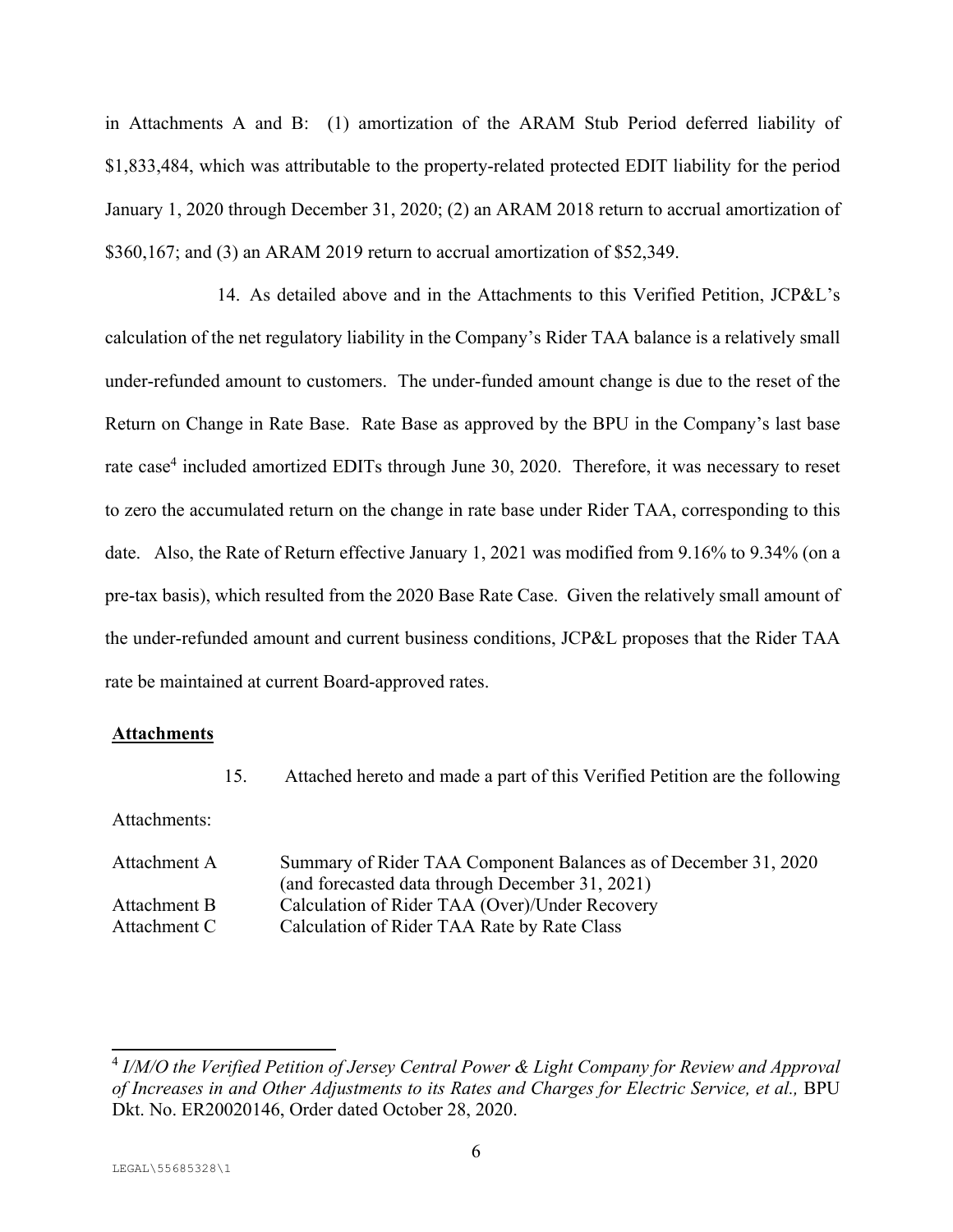in Attachments A and B: (1) amortization of the ARAM Stub Period deferred liability of $1,833,484, which was attributable to the property-related protected EDIT liability for the period January 1, 2020 through December 31, 2020; (2) an ARAM 2018 return to accrual amortization of $360,167; and (3) an ARAM 2019 return to accrual amortization of $52,349.

14. As detailed above and in the Attachments to this Verified Petition, JCP&L's calculation of the net regulatory liability in the Company's Rider TAA balance is a relatively small under-refunded amount to customers. The under-funded amount change is due to the reset of the Return on Change in Rate Base. Rate Base as approved by the BPU in the Company's last base rate case[4] included amortized EDITs through June 30, 2020. Therefore, it was necessary to reset to zero the accumulated return on the change in rate base under Rider TAA, corresponding to this date. Also, the Rate of Return effective January 1, 2021 was modified from 9.16% to 9.34% (on a pre-tax basis), which resulted from the 2020 Base Rate Case. Given the relatively small amount of the under-refunded amount and current business conditions, JCP&L proposes that the Rider TAA rate be maintained at current Board-approved rates.

**Attachments**

15. Attached hereto and made a part of this Verified Petition are the following Attachments:

| | |
|---|---|
| Attachment A | Summary of Rider TAA Component Balances as of December 31, 2020 (and forecasted data through December 31, 2021) |
| Attachment B | Calculation of Rider TAA (Over)/Under Recovery |
| Attachment C | Calculation of Rider TAA Rate by Rate Class |

---

[4] *I/M/O the Verified Petition of Jersey Central Power & Light Company for Review and Approval of Increases in and Other Adjustments to its Rates and Charges for Electric Service, et al.,* BPU Dkt. No. ER20020146, Order dated October 28, 2020.

LEGAL\55685328\1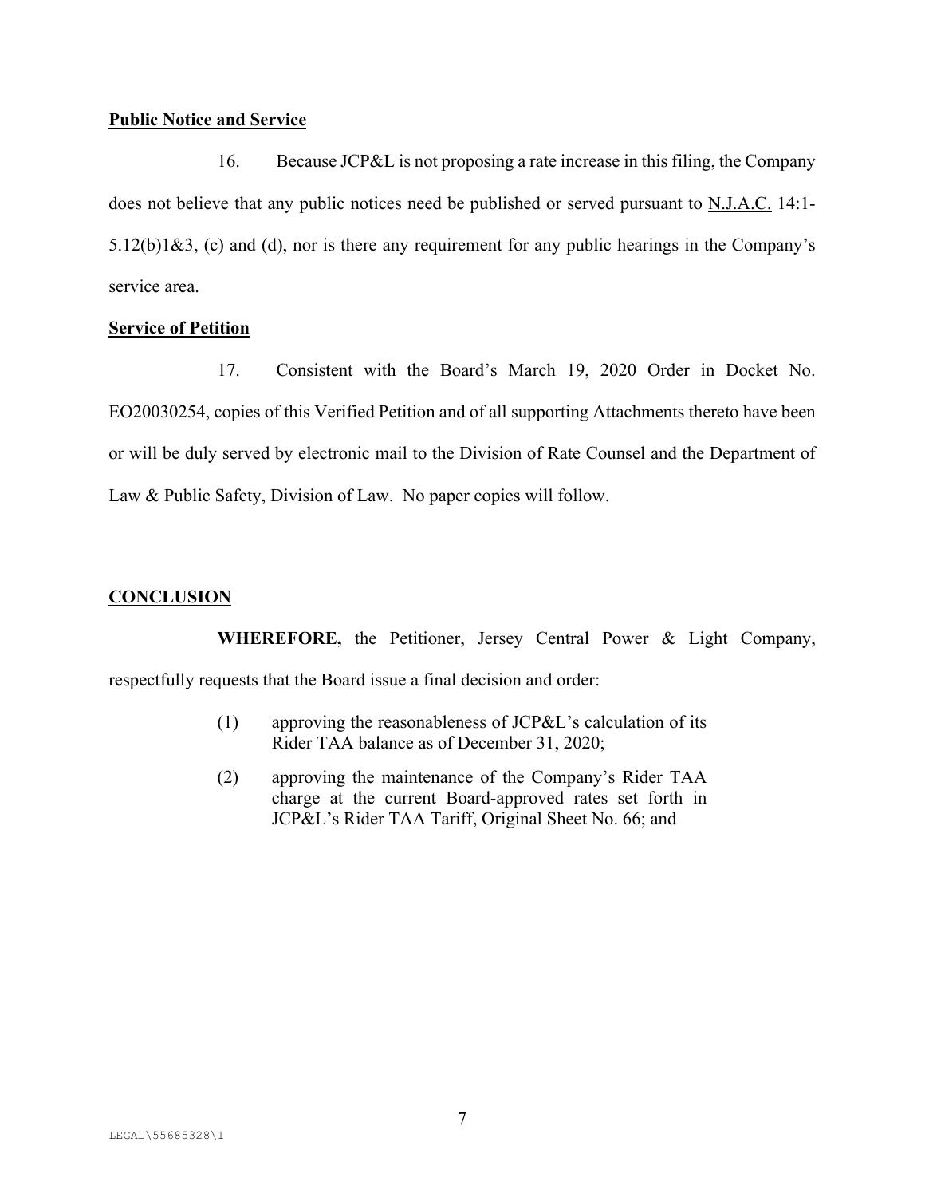**Public Notice and Service**

16. Because JCP&L is not proposing a rate increase in this filing, the Company does not believe that any public notices need be published or served pursuant to N.J.A.C. 14:1-5.12(b)1&3, (c) and (d), nor is there any requirement for any public hearings in the Company's service area.

**Service of Petition**

17. Consistent with the Board's March 19, 2020 Order in Docket No. EO20030254, copies of this Verified Petition and of all supporting Attachments thereto have been or will be duly served by electronic mail to the Division of Rate Counsel and the Department of Law & Public Safety, Division of Law. No paper copies will follow.

**CONCLUSION**

**WHEREFORE,** the Petitioner, Jersey Central Power & Light Company, respectfully requests that the Board issue a final decision and order:

(1) approving the reasonableness of JCP&L's calculation of its Rider TAA balance as of December 31, 2020;

(2) approving the maintenance of the Company's Rider TAA charge at the current Board-approved rates set forth in JCP&L's Rider TAA Tariff, Original Sheet No. 66; and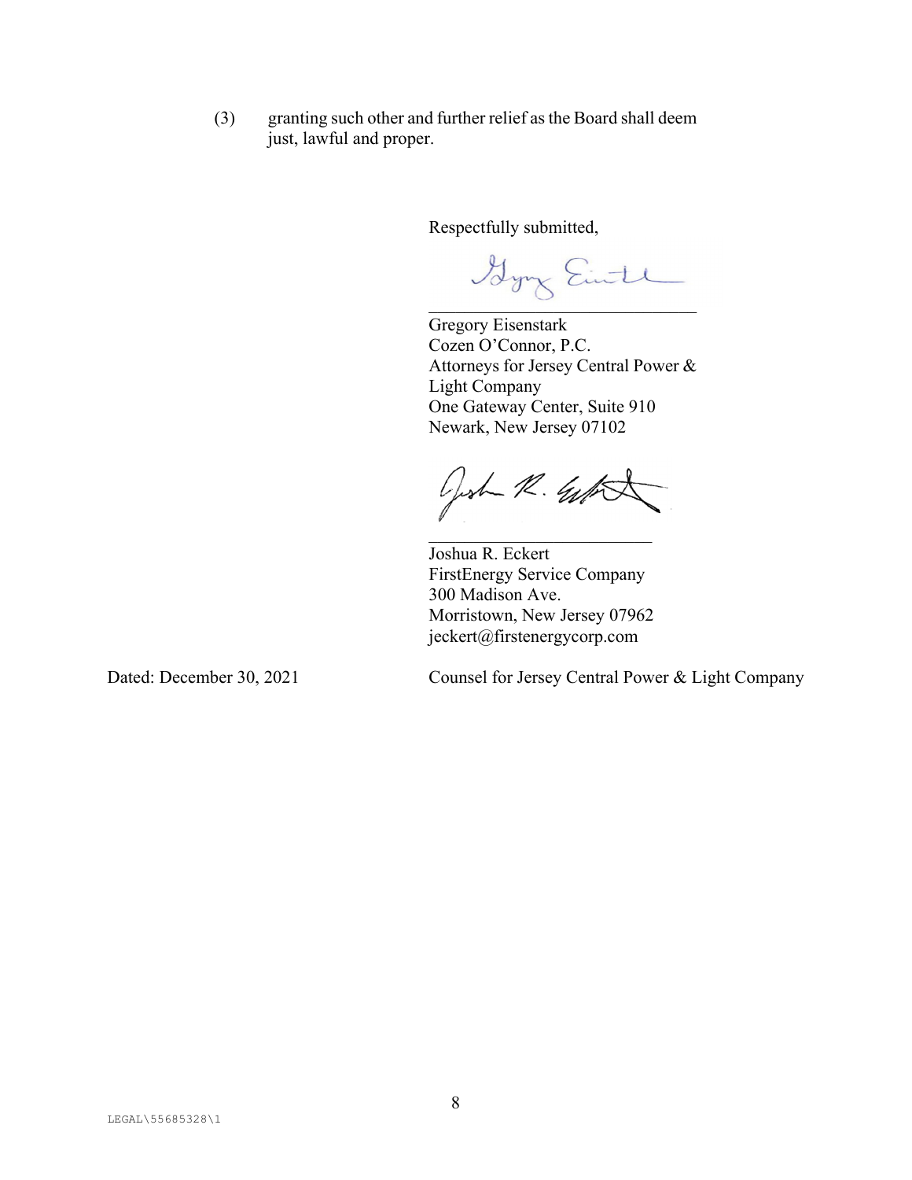(3) granting such other and further relief as the Board shall deem just, lawful and proper.

Respectfully submitted,

\_\_\_\_\_\_\_\_\_\_\_\_\_\_\_\_\_\_\_\_\_\_\_\_\_\_\_\_\_\_\_\_

Gregory Eisenstark
Cozen O'Connor, P.C.
Attorneys for Jersey Central Power & Light Company
One Gateway Center, Suite 910
Newark, New Jersey 07102

\_\_\_\_\_\_\_\_\_\_\_\_\_\_\_\_\_\_\_\_\_\_\_\_\_\_\_\_

Joshua R. Eckert
FirstEnergy Service Company
300 Madison Ave.
Morristown, New Jersey 07962
jeckert@firstenergycorp.com

Dated: December 30, 2021

Counsel for Jersey Central Power & Light Company

LEGAL\55685328\1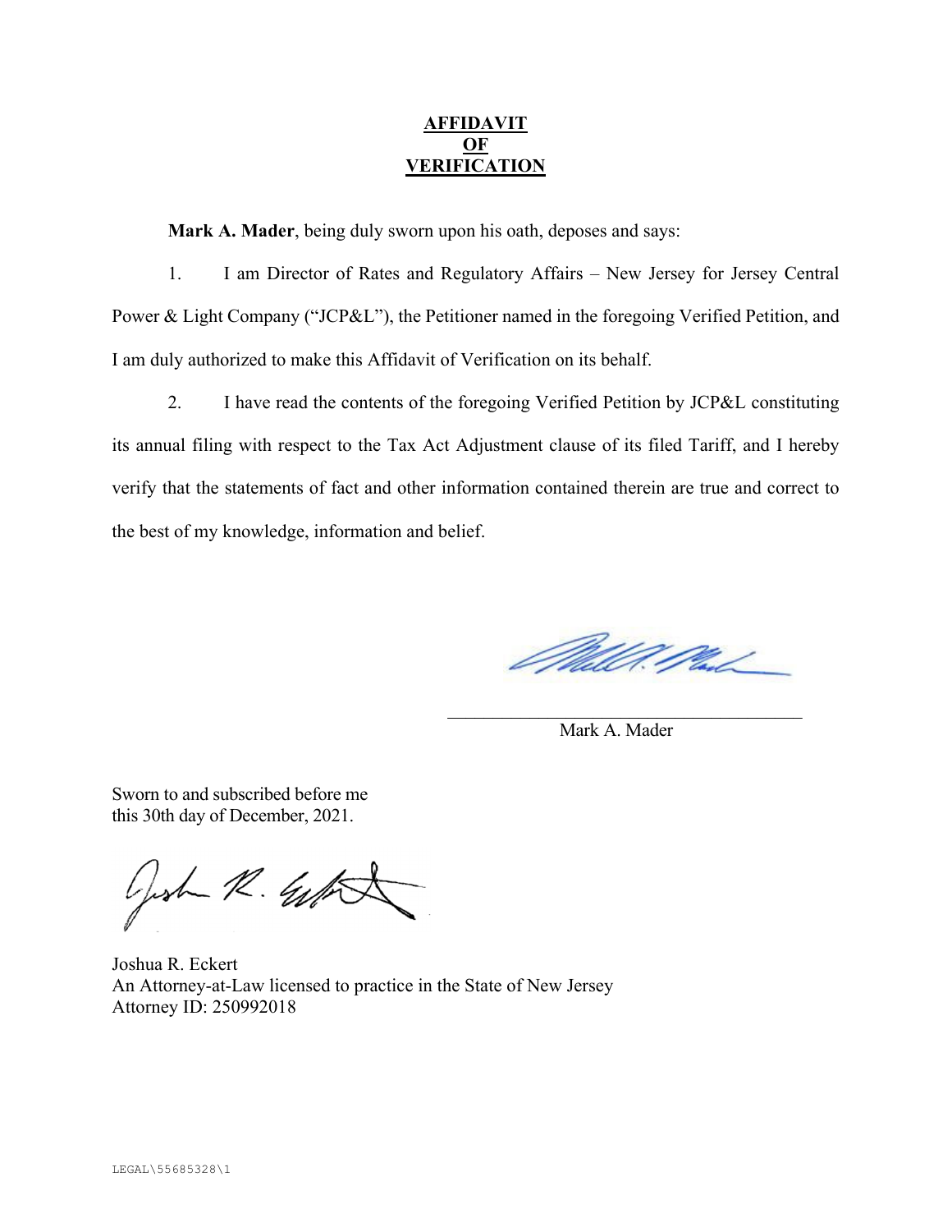# AFFIDAVIT OF VERIFICATION

**Mark A. Mader**, being duly sworn upon his oath, deposes and says:

1. I am Director of Rates and Regulatory Affairs – New Jersey for Jersey Central Power & Light Company ("JCP&L"), the Petitioner named in the foregoing Verified Petition, and I am duly authorized to make this Affidavit of Verification on its behalf.

2. I have read the contents of the foregoing Verified Petition by JCP&L constituting its annual filing with respect to the Tax Act Adjustment clause of its filed Tariff, and I hereby verify that the statements of fact and other information contained therein are true and correct to the best of my knowledge, information and belief.

\_\_\_\_\_\_\_\_\_\_\_\_\_\_\_\_\_\_\_\_\_\_\_\_\_\_\_\_\_\_\_\_\_\_\_\_
Mark A. Mader

Sworn to and subscribed before me
this 30th day of December, 2021.

Joshua R. Eckert
An Attorney-at-Law licensed to practice in the State of New Jersey
Attorney ID: 250992018

LEGAL\55685328\1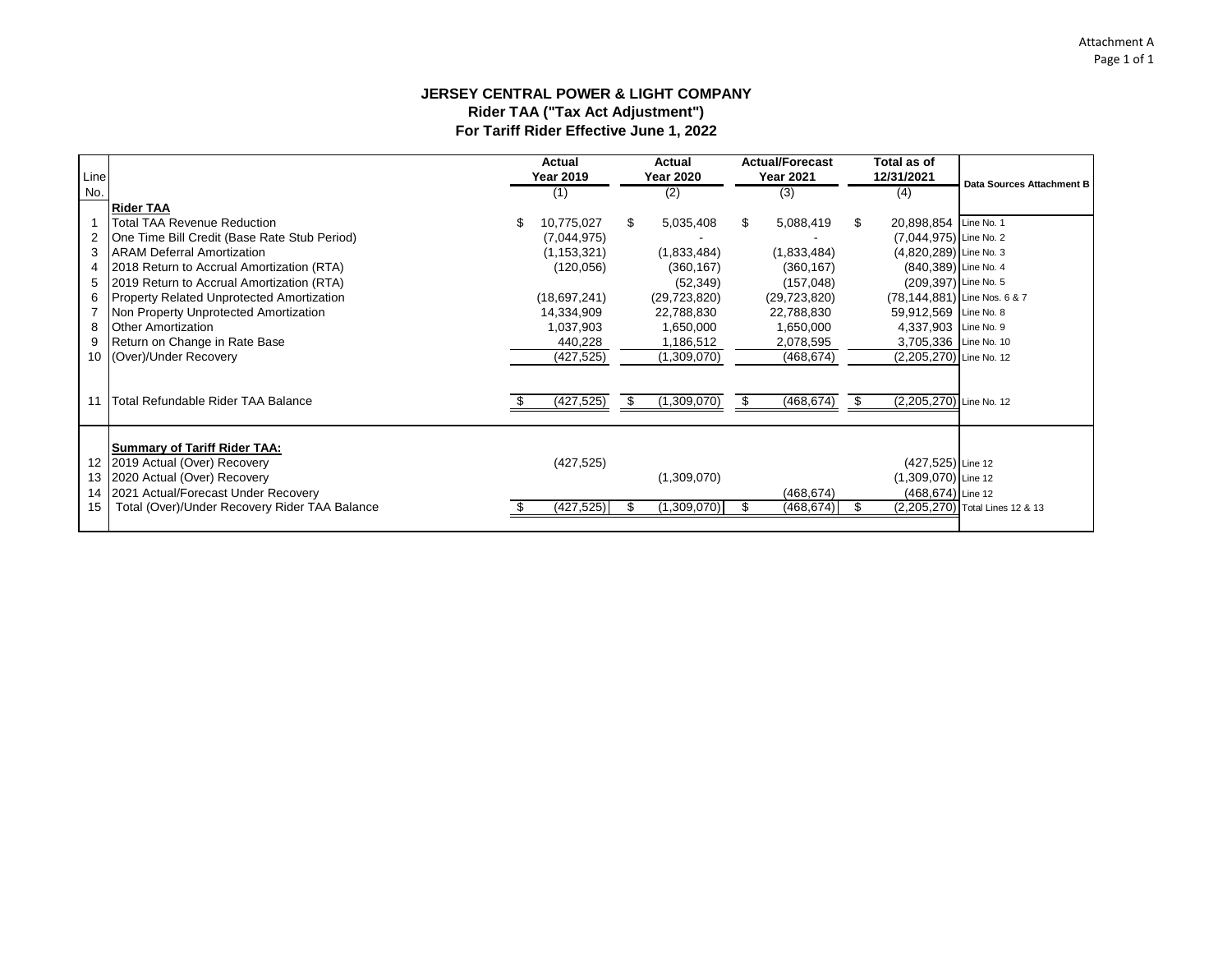Attachment A
Page 1 of 1

# JERSEY CENTRAL POWER & LIGHT COMPANY
## Rider TAA ("Tax Act Adjustment")
## For Tariff Rider Effective June 1, 2022

| Line No. | | Actual Year 2019 (1) | Actual Year 2020 (2) | Actual/Forecast Year 2021 (3) | Total as of 12/31/2021 (4) | Data Sources Attachment B |
|---|---|---|---|---|---|---|
| | **Rider TAA** | | | | | |
| 1 | Total TAA Revenue Reduction | $ 10,775,027 | $ 5,035,408 | $ 5,088,419 | $ 20,898,854 | Line No. 1 |
| 2 | One Time Bill Credit (Base Rate Stub Period) | (7,044,975) | - | - | (7,044,975) | Line No. 2 |
| 3 | ARAM Deferral Amortization | (1,153,321) | (1,833,484) | (1,833,484) | (4,820,289) | Line No. 3 |
| 4 | 2018 Return to Accrual Amortization (RTA) | (120,056) | (360,167) | (360,167) | (840,389) | Line No. 4 |
| 5 | 2019 Return to Accrual Amortization (RTA) | | (52,349) | (157,048) | (209,397) | Line No. 5 |
| 6 | Property Related Unprotected Amortization | (18,697,241) | (29,723,820) | (29,723,820) | (78,144,881) | Line Nos. 6 & 7 |
| 7 | Non Property Unprotected Amortization | 14,334,909 | 22,788,830 | 22,788,830 | 59,912,569 | Line No. 8 |
| 8 | Other Amortization | 1,037,903 | 1,650,000 | 1,650,000 | 4,337,903 | Line No. 9 |
| 9 | Return on Change in Rate Base | 440,228 | 1,186,512 | 2,078,595 | 3,705,336 | Line No. 10 |
| 10 | (Over)/Under Recovery | (427,525) | (1,309,070) | (468,674) | (2,205,270) | Line No. 12 |
| 11 | Total Refundable Rider TAA Balance | $ (427,525) | $ (1,309,070) | $ (468,674) | $ (2,205,270) | Line No. 12 |
| | **Summary of Tariff Rider TAA:** | | | | | |
| 12 | 2019 Actual (Over) Recovery | (427,525) | | | (427,525) | Line 12 |
| 13 | 2020 Actual (Over) Recovery | | (1,309,070) | | (1,309,070) | Line 12 |
| 14 | 2021 Actual/Forecast Under Recovery | | | (468,674) | (468,674) | Line 12 |
| 15 | Total (Over)/Under Recovery Rider TAA Balance | $ (427,525) | $ (1,309,070) | $ (468,674) | $ (2,205,270) | Total Lines 12 & 13 |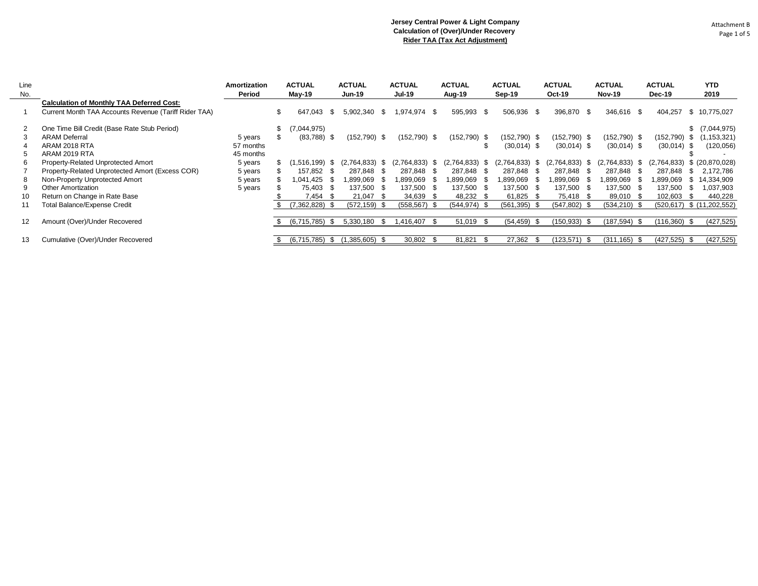**Jersey Central Power & Light Company**
**Calculation of (Over)/Under Recovery**
**Rider TAA (Tax Act Adjustment)**

Attachment B
Page 1 of 5

| Line No. | | Amortization Period | ACTUAL May-19 | ACTUAL Jun-19 | ACTUAL Jul-19 | ACTUAL Aug-19 | ACTUAL Sep-19 | ACTUAL Oct-19 | ACTUAL Nov-19 | ACTUAL Dec-19 | YTD 2019 |
|---|---|---|---|---|---|---|---|---|---|---|---|
| | **Calculation of Monthly TAA Deferred Cost:** | | | | | | | | | | |
| 1 | Current Month TAA Accounts Revenue (Tariff Rider TAA) | | $ 647,043 | $ 5,902,340 | $ 1,974,974 | $ 595,993 | $ 506,936 | $ 396,870 | $ 346,616 | $ 404,257 | $ 10,775,027 |
| 2 | One Time Bill Credit (Base Rate Stub Period) | | $ (7,044,975) | | | | | | | | $ (7,044,975) |
| 3 | ARAM Deferral | 5 years | $ (83,788) | $ (152,790) | $ (152,790) | $ (152,790) | $ (152,790) | $ (152,790) | $ (152,790) | $ (152,790) | $ (1,153,321) |
| 4 | ARAM 2018 RTA | 57 months | | | | | $ (30,014) | $ (30,014) | $ (30,014) | $ (30,014) | $ (120,056) |
| 5 | ARAM 2019 RTA | 45 months | | | | | | | | | $ - |
| 6 | Property-Related Unprotected Amort | 5 years | $ (1,516,199) | $ (2,764,833) | $ (2,764,833) | $ (2,764,833) | $ (2,764,833) | $ (2,764,833) | $ (2,764,833) | $ (2,764,833) | $ (20,870,028) |
| 7 | Property-Related Unprotected Amort (Excess COR) | 5 years | $ 157,852 | $ 287,848 | $ 287,848 | $ 287,848 | $ 287,848 | $ 287,848 | $ 287,848 | $ 287,848 | $ 2,172,786 |
| 8 | Non-Property Unprotected Amort | 5 years | $ 1,041,425 | $ 1,899,069 | $ 1,899,069 | $ 1,899,069 | $ 1,899,069 | $ 1,899,069 | $ 1,899,069 | $ 1,899,069 | $ 14,334,909 |
| 9 | Other Amortization | 5 years | $ 75,403 | $ 137,500 | $ 137,500 | $ 137,500 | $ 137,500 | $ 137,500 | $ 137,500 | $ 137,500 | $ 1,037,903 |
| 10 | Return on Change in Rate Base | | $ 7,454 | $ 21,047 | $ 34,639 | $ 48,232 | $ 61,825 | $ 75,418 | $ 89,010 | $ 102,603 | $ 440,228 |
| 11 | Total Balance/Expense Credit | | $ (7,362,828) | $ (572,159) | $ (558,567) | $ (544,974) | $ (561,395) | $ (547,802) | $ (534,210) | $ (520,617) | $ (11,202,552) |
| 12 | Amount (Over)/Under Recovered | | $ (6,715,785) | $ 5,330,180 | $ 1,416,407 | $ 51,019 | $ (54,459) | $ (150,933) | $ (187,594) | $ (116,360) | $ (427,525) |
| 13 | Cumulative (Over)/Under Recovered | | $ (6,715,785) | $ (1,385,605) | $ 30,802 | $ 81,821 | $ 27,362 | $ (123,571) | $ (311,165) | $ (427,525) | $ (427,525) |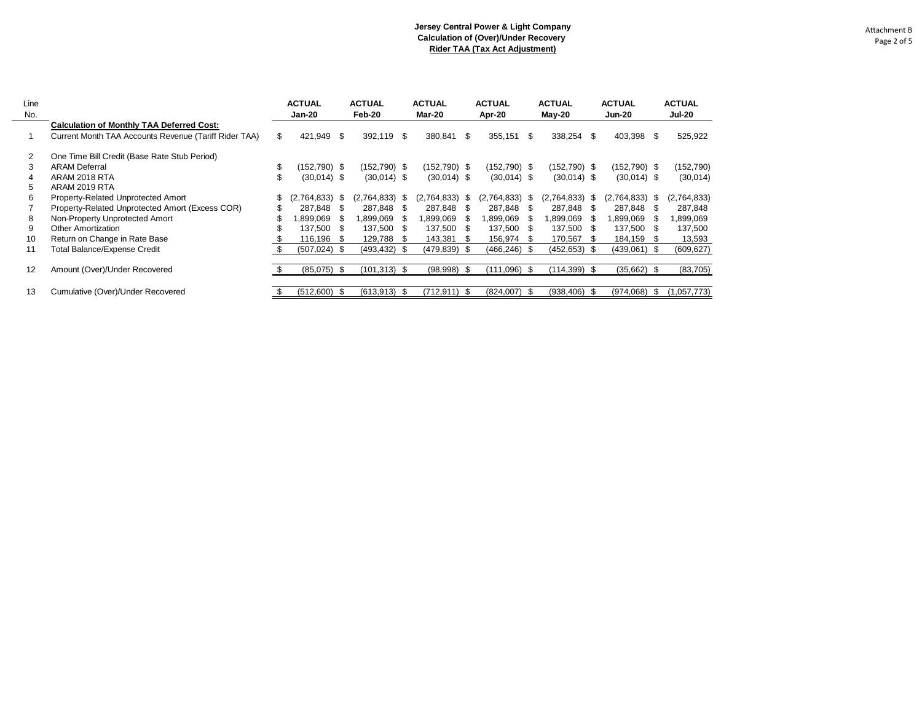**Jersey Central Power & Light Company**
**Calculation of (Over)/Under Recovery**
**Rider TAA (Tax Act Adjustment)**

Attachment B

| Line No. | | ACTUAL Jan-20 | ACTUAL Feb-20 | ACTUAL Mar-20 | ACTUAL Apr-20 | ACTUAL May-20 | ACTUAL Jun-20 | ACTUAL Jul-20 |
|---|---|---|---|---|---|---|---|---|
| | **Calculation of Monthly TAA Deferred Cost:** | | | | | | | |
| 1 | Current Month TAA Accounts Revenue (Tariff Rider TAA) | $ 421,949 | $ 392,119 | $ 380,841 | $ 355,151 | $ 338,254 | $ 403,398 | $ 525,922 |
| 2 | One Time Bill Credit (Base Rate Stub Period) | | | | | | | |
| 3 | ARAM Deferral | $ (152,790) | $ (152,790) | $ (152,790) | $ (152,790) | $ (152,790) | $ (152,790) | $ (152,790) |
| 4 | ARAM 2018 RTA | $ (30,014) | $ (30,014) | $ (30,014) | $ (30,014) | $ (30,014) | $ (30,014) | $ (30,014) |
| 5 | ARAM 2019 RTA | | | | | | | |
| 6 | Property-Related Unprotected Amort | $ (2,764,833) | $ (2,764,833) | $ (2,764,833) | $ (2,764,833) | $ (2,764,833) | $ (2,764,833) | $ (2,764,833) |
| 7 | Property-Related Unprotected Amort (Excess COR) | $ 287,848 | $ 287,848 | $ 287,848 | $ 287,848 | $ 287,848 | $ 287,848 | $ 287,848 |
| 8 | Non-Property Unprotected Amort | $ 1,899,069 | $ 1,899,069 | $ 1,899,069 | $ 1,899,069 | $ 1,899,069 | $ 1,899,069 | $ 1,899,069 |
| 9 | Other Amortization | $ 137,500 | $ 137,500 | $ 137,500 | $ 137,500 | $ 137,500 | $ 137,500 | $ 137,500 |
| 10 | Return on Change in Rate Base | $ 116,196 | $ 129,788 | $ 143,381 | $ 156,974 | $ 170,567 | $ 184,159 | $ 13,593 |
| 11 | Total Balance/Expense Credit | $ (507,024) | $ (493,432) | $ (479,839) | $ (466,246) | $ (452,653) | $ (439,061) | $ (609,627) |
| 12 | Amount (Over)/Under Recovered | $ (85,075) | $ (101,313) | $ (98,998) | $ (111,096) | $ (114,399) | $ (35,662) | $ (83,705) |
| 13 | Cumulative (Over)/Under Recovered | $ (512,600) | $ (613,913) | $ (712,911) | $ (824,007) | $ (938,406) | $ (974,068) | $ (1,057,773) |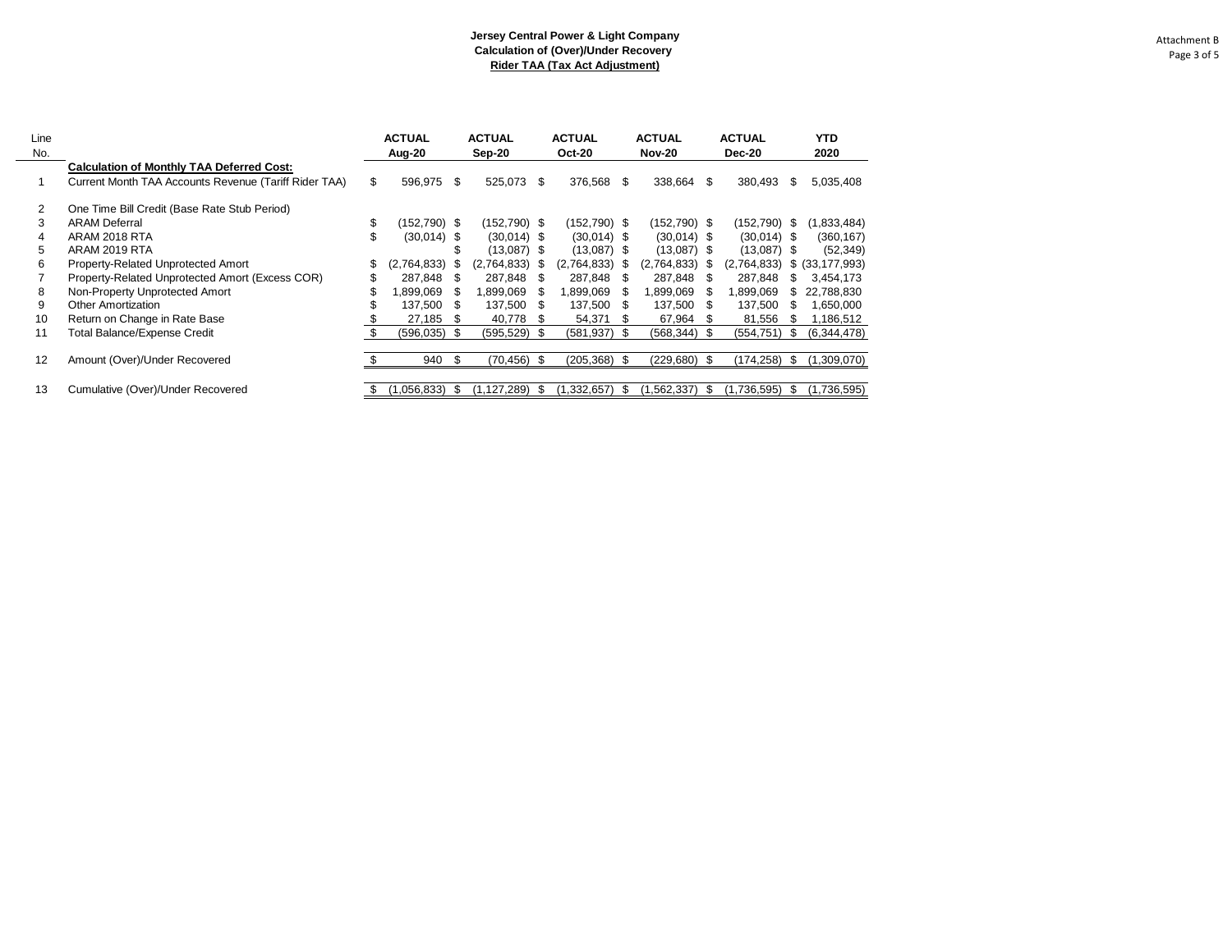**Jersey Central Power & Light Company**
**Calculation of (Over)/Under Recovery**
**Rider TAA (Tax Act Adjustment)**

Attachment B
Page 3 of 5

| Line No. | | ACTUAL Aug-20 | ACTUAL Sep-20 | ACTUAL Oct-20 | ACTUAL Nov-20 | ACTUAL Dec-20 | YTD 2020 |
|---|---|---|---|---|---|---|---|
| | **Calculation of Monthly TAA Deferred Cost:** | | | | | | |
| 1 | Current Month TAA Accounts Revenue (Tariff Rider TAA) | $ 596,975 | $ 525,073 | $ 376,568 | $ 338,664 | $ 380,493 | $ 5,035,408 |
| 2 | One Time Bill Credit (Base Rate Stub Period) | | | | | | |
| 3 | ARAM Deferral | $ (152,790) | $ (152,790) | $ (152,790) | $ (152,790) | $ (152,790) | $ (1,833,484) |
| 4 | ARAM 2018 RTA | $ (30,014) | $ (30,014) | $ (30,014) | $ (30,014) | $ (30,014) | $ (360,167) |
| 5 | ARAM 2019 RTA | | $ (13,087) | $ (13,087) | $ (13,087) | $ (13,087) | $ (52,349) |
| 6 | Property-Related Unprotected Amort | $ (2,764,833) | $ (2,764,833) | $ (2,764,833) | $ (2,764,833) | $ (2,764,833) | $ (33,177,993) |
| 7 | Property-Related Unprotected Amort (Excess COR) | $ 287,848 | $ 287,848 | $ 287,848 | $ 287,848 | $ 287,848 | $ 3,454,173 |
| 8 | Non-Property Unprotected Amort | $ 1,899,069 | $ 1,899,069 | $ 1,899,069 | $ 1,899,069 | $ 1,899,069 | $ 22,788,830 |
| 9 | Other Amortization | $ 137,500 | $ 137,500 | $ 137,500 | $ 137,500 | $ 137,500 | $ 1,650,000 |
| 10 | Return on Change in Rate Base | $ 27,185 | $ 40,778 | $ 54,371 | $ 67,964 | $ 81,556 | $ 1,186,512 |
| 11 | Total Balance/Expense Credit | $ (596,035) | $ (595,529) | $ (581,937) | $ (568,344) | $ (554,751) | $ (6,344,478) |
| 12 | Amount (Over)/Under Recovered | $ 940 | $ (70,456) | $ (205,368) | $ (229,680) | $ (174,258) | $ (1,309,070) |
| 13 | Cumulative (Over)/Under Recovered | $ (1,056,833) | $ (1,127,289) | $ (1,332,657) | $ (1,562,337) | $ (1,736,595) | $ (1,736,595) |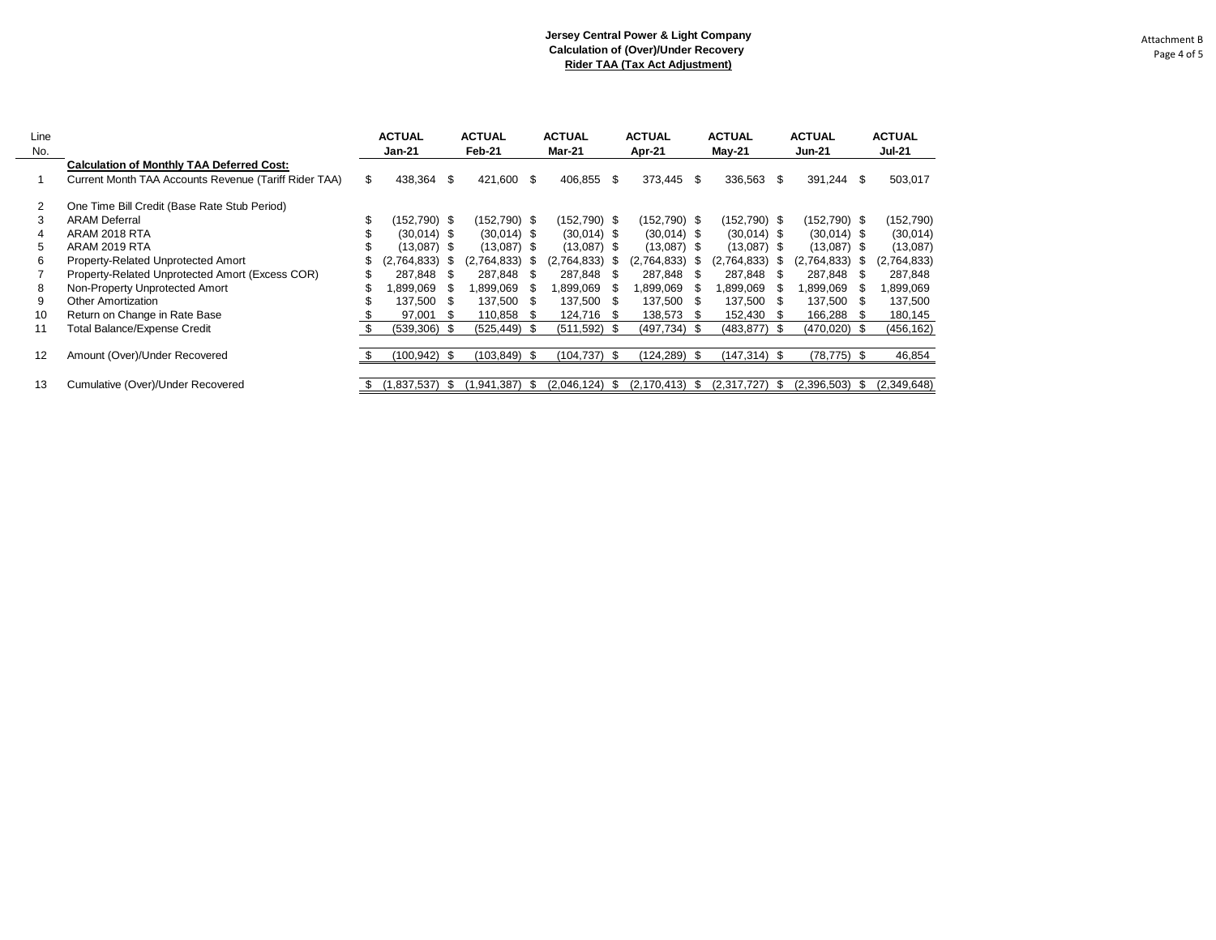# Jersey Central Power & Light Company
## Calculation of (Over)/Under Recovery
## Rider TAA (Tax Act Adjustment)

Attachment B

| Line No. | | ACTUAL Jan-21 | ACTUAL Feb-21 | ACTUAL Mar-21 | ACTUAL Apr-21 | ACTUAL May-21 | ACTUAL Jun-21 | ACTUAL Jul-21 |
|---|---|---|---|---|---|---|---|---|
| | **Calculation of Monthly TAA Deferred Cost:** | | | | | | | |
| 1 | Current Month TAA Accounts Revenue (Tariff Rider TAA) | $ 438,364 | $ 421,600 | $ 406,855 | $ 373,445 | $ 336,563 | $ 391,244 | $ 503,017 |
| 2 | One Time Bill Credit (Base Rate Stub Period) | | | | | | | |
| 3 | ARAM Deferral | $ (152,790) | $ (152,790) | $ (152,790) | $ (152,790) | $ (152,790) | $ (152,790) | $ (152,790) |
| 4 | ARAM 2018 RTA | $ (30,014) | $ (30,014) | $ (30,014) | $ (30,014) | $ (30,014) | $ (30,014) | $ (30,014) |
| 5 | ARAM 2019 RTA | $ (13,087) | $ (13,087) | $ (13,087) | $ (13,087) | $ (13,087) | $ (13,087) | $ (13,087) |
| 6 | Property-Related Unprotected Amort | $ (2,764,833) | $ (2,764,833) | $ (2,764,833) | $ (2,764,833) | $ (2,764,833) | $ (2,764,833) | $ (2,764,833) |
| 7 | Property-Related Unprotected Amort (Excess COR) | $ 287,848 | $ 287,848 | $ 287,848 | $ 287,848 | $ 287,848 | $ 287,848 | $ 287,848 |
| 8 | Non-Property Unprotected Amort | $ 1,899,069 | $ 1,899,069 | $ 1,899,069 | $ 1,899,069 | $ 1,899,069 | $ 1,899,069 | $ 1,899,069 |
| 9 | Other Amortization | $ 137,500 | $ 137,500 | $ 137,500 | $ 137,500 | $ 137,500 | $ 137,500 | $ 137,500 |
| 10 | Return on Change in Rate Base | $ 97,001 | $ 110,858 | $ 124,716 | $ 138,573 | $ 152,430 | $ 166,288 | $ 180,145 |
| 11 | Total Balance/Expense Credit | $ (539,306) | $ (525,449) | $ (511,592) | $ (497,734) | $ (483,877) | $ (470,020) | $ (456,162) |
| 12 | Amount (Over)/Under Recovered | $ (100,942) | $ (103,849) | $ (104,737) | $ (124,289) | $ (147,314) | $ (78,775) | $ 46,854 |
| 13 | Cumulative (Over)/Under Recovered | $ (1,837,537) | $ (1,941,387) | $ (2,046,124) | $ (2,170,413) | $ (2,317,727) | $ (2,396,503) | $ (2,349,648) |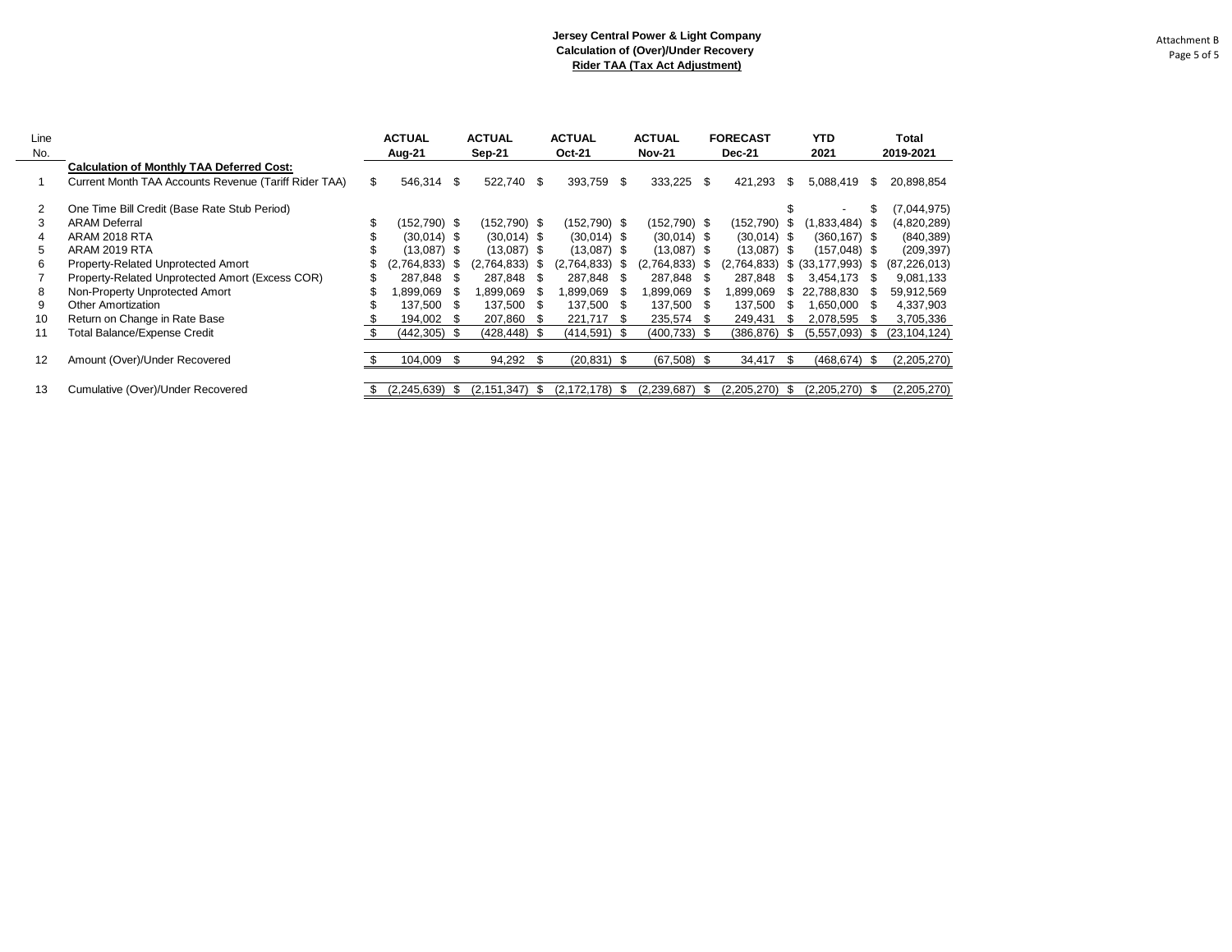**Jersey Central Power & Light Company**
**Calculation of (Over)/Under Recovery**
**Rider TAA (Tax Act Adjustment)**

Attachment B

| Line No. | | ACTUAL Aug-21 | ACTUAL Sep-21 | ACTUAL Oct-21 | ACTUAL Nov-21 | FORECAST Dec-21 | YTD 2021 | Total 2019-2021 |
|---|---|---|---|---|---|---|---|---|
| | **Calculation of Monthly TAA Deferred Cost:** | | | | | | | |
| 1 | Current Month TAA Accounts Revenue (Tariff Rider TAA) | $ 546,314 | $ 522,740 | $ 393,759 | $ 333,225 | $ 421,293 | $ 5,088,419 | $ 20,898,854 |
| 2 | One Time Bill Credit (Base Rate Stub Period) | | | | | | $ - | $ (7,044,975) |
| 3 | ARAM Deferral | $ (152,790) | $ (152,790) | $ (152,790) | $ (152,790) | $ (152,790) | $ (1,833,484) | $ (4,820,289) |
| 4 | ARAM 2018 RTA | $ (30,014) | $ (30,014) | $ (30,014) | $ (30,014) | $ (30,014) | $ (360,167) | $ (840,389) |
| 5 | ARAM 2019 RTA | $ (13,087) | $ (13,087) | $ (13,087) | $ (13,087) | $ (13,087) | $ (157,048) | $ (209,397) |
| 6 | Property-Related Unprotected Amort | $ (2,764,833) | $ (2,764,833) | $ (2,764,833) | $ (2,764,833) | $ (2,764,833) | $ (33,177,993) | $ (87,226,013) |
| 7 | Property-Related Unprotected Amort (Excess COR) | $ 287,848 | $ 287,848 | $ 287,848 | $ 287,848 | $ 287,848 | $ 3,454,173 | $ 9,081,133 |
| 8 | Non-Property Unprotected Amort | $ 1,899,069 | $ 1,899,069 | $ 1,899,069 | $ 1,899,069 | $ 1,899,069 | $ 22,788,830 | $ 59,912,569 |
| 9 | Other Amortization | $ 137,500 | $ 137,500 | $ 137,500 | $ 137,500 | $ 137,500 | $ 1,650,000 | $ 4,337,903 |
| 10 | Return on Change in Rate Base | $ 194,002 | $ 207,860 | $ 221,717 | $ 235,574 | $ 249,431 | $ 2,078,595 | $ 3,705,336 |
| 11 | Total Balance/Expense Credit | $ (442,305) | $ (428,448) | $ (414,591) | $ (400,733) | $ (386,876) | $ (5,557,093) | $ (23,104,124) |
| 12 | Amount (Over)/Under Recovered | $ 104,009 | $ 94,292 | $ (20,831) | $ (67,508) | $ 34,417 | $ (468,674) | $ (2,205,270) |
| 13 | Cumulative (Over)/Under Recovered | $ (2,245,639) | $ (2,151,347) | $ (2,172,178) | $ (2,239,687) | $ (2,205,270) | $ (2,205,270) | $ (2,205,270) |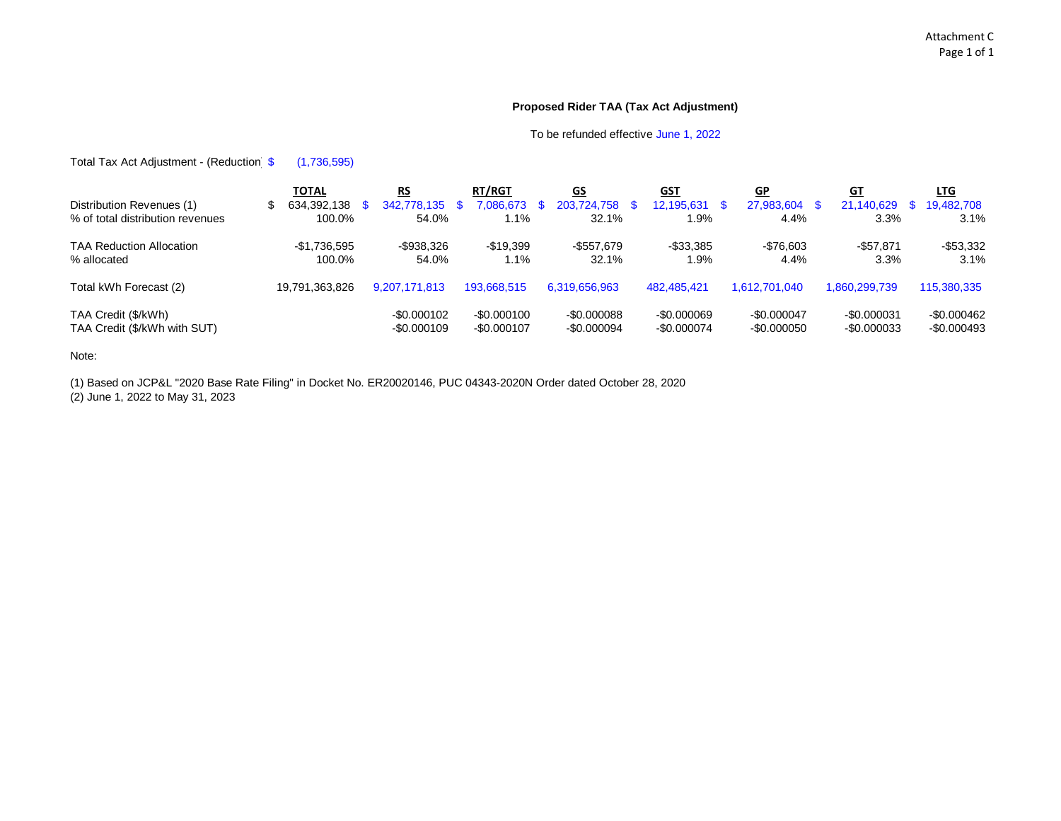Attachment C
Page 1 of 1

**Proposed Rider TAA (Tax Act Adjustment)**

To be refunded effective June 1, 2022

Total Tax Act Adjustment - (Reduction) $ (1,736,595)

| | TOTAL | RS | RT/RGT | GS | GST | GP | GT | LTG |
|---|---|---|---|---|---|---|---|---|
| Distribution Revenues (1) | $ 634,392,138 | $ 342,778,135 | $ 7,086,673 | $ 203,724,758 | $ 12,195,631 | $ 27,983,604 | $ 21,140,629 | $ 19,482,708 |
| % of total distribution revenues | 100.0% | 54.0% | 1.1% | 32.1% | 1.9% | 4.4% | 3.3% | 3.1% |
| TAA Reduction Allocation | -$1,736,595 | -$938,326 | -$19,399 | -$557,679 | -$33,385 | -$76,603 | -$57,871 | -$53,332 |
| % allocated | 100.0% | 54.0% | 1.1% | 32.1% | 1.9% | 4.4% | 3.3% | 3.1% |
| Total kWh Forecast (2) | 19,791,363,826 | 9,207,171,813 | 193,668,515 | 6,319,656,963 | 482,485,421 | 1,612,701,040 | 1,860,299,739 | 115,380,335 |
| TAA Credit ($/kWh) | | -$0.000102 | -$0.000100 | -$0.000088 | -$0.000069 | -$0.000047 | -$0.000031 | -$0.000462 |
| TAA Credit ($/kWh with SUT) | | -$0.000109 | -$0.000107 | -$0.000094 | -$0.000074 | -$0.000050 | -$0.000033 | -$0.000493 |

Note:

(1) Based on JCP&L "2020 Base Rate Filing" in Docket No. ER20020146, PUC 04343-2020N Order dated October 28, 2020
(2) June 1, 2022 to May 31, 2023